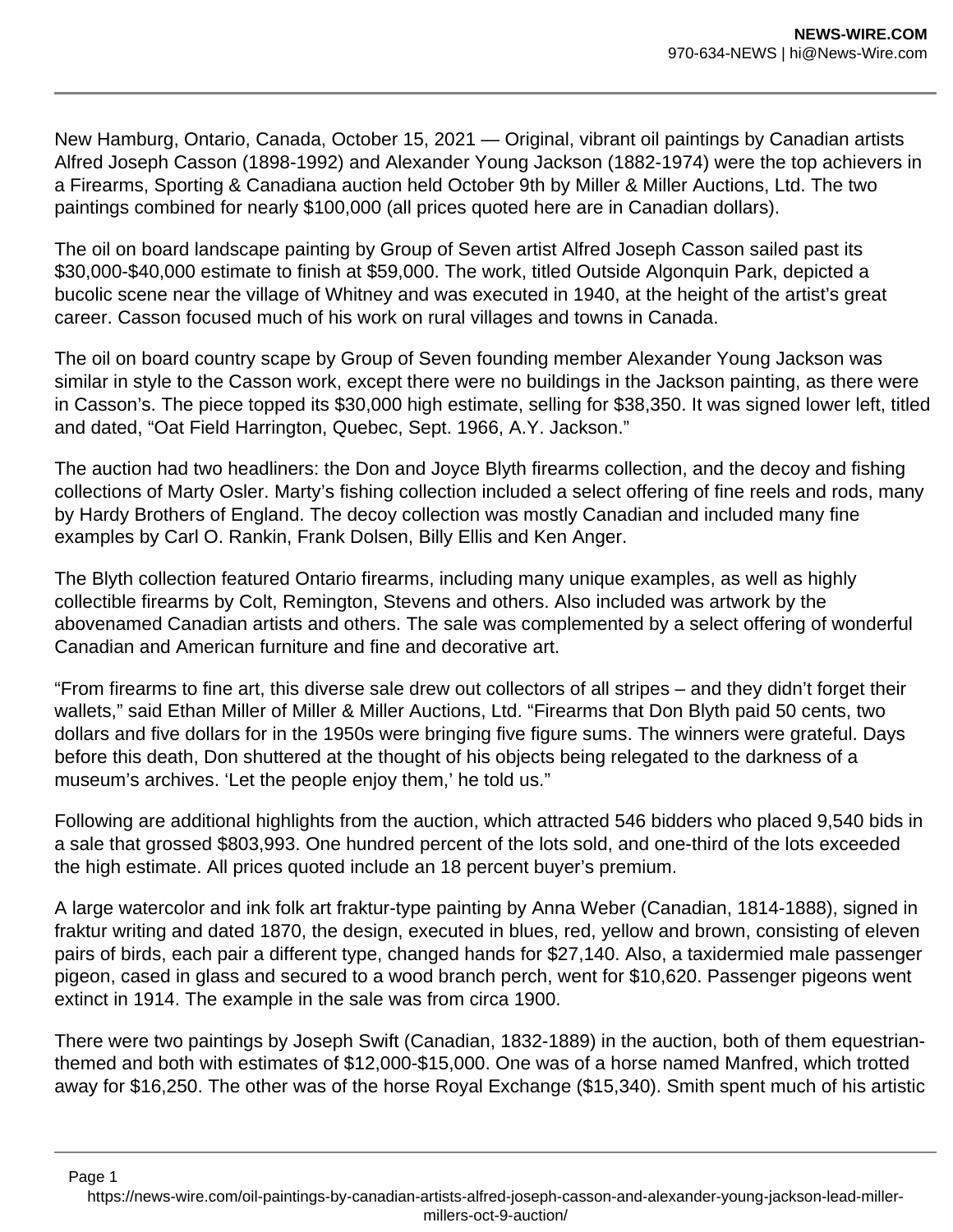New Hamburg, Ontario, Canada, October 15, 2021 — Original, vibrant oil paintings by Canadian artists Alfred Joseph Casson (1898-1992) and Alexander Young Jackson (1882-1974) were the top achievers in a Firearms, Sporting & Canadiana auction held October 9th by Miller & Miller Auctions, Ltd. The two paintings combined for nearly $100,000 (all prices quoted here are in Canadian dollars).

The oil on board landscape painting by Group of Seven artist Alfred Joseph Casson sailed past its $30,000-$40,000 estimate to finish at $59,000. The work, titled Outside Algonquin Park, depicted a bucolic scene near the village of Whitney and was executed in 1940, at the height of the artist's great career. Casson focused much of his work on rural villages and towns in Canada.

The oil on board country scape by Group of Seven founding member Alexander Young Jackson was similar in style to the Casson work, except there were no buildings in the Jackson painting, as there were in Casson's. The piece topped its $30,000 high estimate, selling for $38,350. It was signed lower left, titled and dated, "Oat Field Harrington, Quebec, Sept. 1966, A.Y. Jackson."

The auction had two headliners: the Don and Joyce Blyth firearms collection, and the decoy and fishing collections of Marty Osler. Marty's fishing collection included a select offering of fine reels and rods, many by Hardy Brothers of England. The decoy collection was mostly Canadian and included many fine examples by Carl O. Rankin, Frank Dolsen, Billy Ellis and Ken Anger.

The Blyth collection featured Ontario firearms, including many unique examples, as well as highly collectible firearms by Colt, Remington, Stevens and others. Also included was artwork by the abovenamed Canadian artists and others. The sale was complemented by a select offering of wonderful Canadian and American furniture and fine and decorative art.

"From firearms to fine art, this diverse sale drew out collectors of all stripes – and they didn't forget their wallets," said Ethan Miller of Miller & Miller Auctions, Ltd. "Firearms that Don Blyth paid 50 cents, two dollars and five dollars for in the 1950s were bringing five figure sums. The winners were grateful. Days before this death, Don shuttered at the thought of his objects being relegated to the darkness of a museum's archives. 'Let the people enjoy them,' he told us."

Following are additional highlights from the auction, which attracted 546 bidders who placed 9,540 bids in a sale that grossed $803,993. One hundred percent of the lots sold, and one-third of the lots exceeded the high estimate. All prices quoted include an 18 percent buyer's premium.

A large watercolor and ink folk art fraktur-type painting by Anna Weber (Canadian, 1814-1888), signed in fraktur writing and dated 1870, the design, executed in blues, red, yellow and brown, consisting of eleven pairs of birds, each pair a different type, changed hands for $27,140. Also, a taxidermied male passenger pigeon, cased in glass and secured to a wood branch perch, went for $10,620. Passenger pigeons went extinct in 1914. The example in the sale was from circa 1900.

There were two paintings by Joseph Swift (Canadian, 1832-1889) in the auction, both of them equestrian-themed and both with estimates of $12,000-$15,000. One was of a horse named Manfred, which trotted away for $16,250. The other was of the horse Royal Exchange ($15,340). Smith spent much of his artistic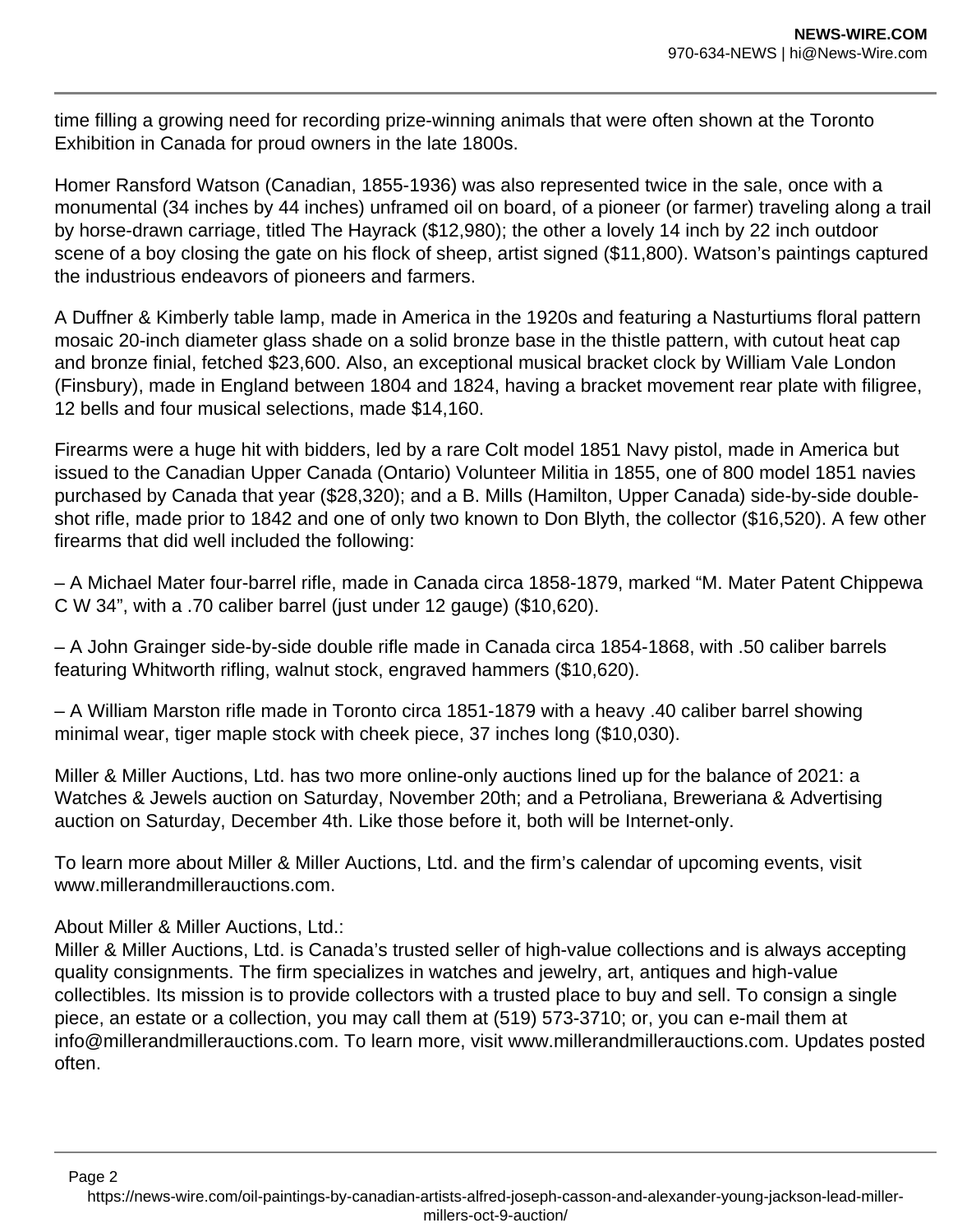time filling a growing need for recording prize-winning animals that were often shown at the Toronto Exhibition in Canada for proud owners in the late 1800s.

Homer Ransford Watson (Canadian, 1855-1936) was also represented twice in the sale, once with a monumental (34 inches by 44 inches) unframed oil on board, of a pioneer (or farmer) traveling along a trail by horse-drawn carriage, titled The Hayrack ($12,980); the other a lovely 14 inch by 22 inch outdoor scene of a boy closing the gate on his flock of sheep, artist signed ($11,800). Watson's paintings captured the industrious endeavors of pioneers and farmers.

A Duffner & Kimberly table lamp, made in America in the 1920s and featuring a Nasturtiums floral pattern mosaic 20-inch diameter glass shade on a solid bronze base in the thistle pattern, with cutout heat cap and bronze finial, fetched $23,600. Also, an exceptional musical bracket clock by William Vale London (Finsbury), made in England between 1804 and 1824, having a bracket movement rear plate with filigree, 12 bells and four musical selections, made $14,160.

Firearms were a huge hit with bidders, led by a rare Colt model 1851 Navy pistol, made in America but issued to the Canadian Upper Canada (Ontario) Volunteer Militia in 1855, one of 800 model 1851 navies purchased by Canada that year ($28,320); and a B. Mills (Hamilton, Upper Canada) side-by-side double-shot rifle, made prior to 1842 and one of only two known to Don Blyth, the collector ($16,520). A few other firearms that did well included the following:

– A Michael Mater four-barrel rifle, made in Canada circa 1858-1879, marked "M. Mater Patent Chippewa C W 34", with a .70 caliber barrel (just under 12 gauge) ($10,620).

– A John Grainger side-by-side double rifle made in Canada circa 1854-1868, with .50 caliber barrels featuring Whitworth rifling, walnut stock, engraved hammers ($10,620).

– A William Marston rifle made in Toronto circa 1851-1879 with a heavy .40 caliber barrel showing minimal wear, tiger maple stock with cheek piece, 37 inches long ($10,030).

Miller & Miller Auctions, Ltd. has two more online-only auctions lined up for the balance of 2021: a Watches & Jewels auction on Saturday, November 20th; and a Petroliana, Breweriana & Advertising auction on Saturday, December 4th. Like those before it, both will be Internet-only.

To learn more about Miller & Miller Auctions, Ltd. and the firm's calendar of upcoming events, visit www.millerandmillerauctions.com.

About Miller & Miller Auctions, Ltd.:
Miller & Miller Auctions, Ltd. is Canada's trusted seller of high-value collections and is always accepting quality consignments. The firm specializes in watches and jewelry, art, antiques and high-value collectibles. Its mission is to provide collectors with a trusted place to buy and sell. To consign a single piece, an estate or a collection, you may call them at (519) 573-3710; or, you can e-mail them at info@millerandmillerauctions.com. To learn more, visit www.millerandmillerauctions.com. Updates posted often.